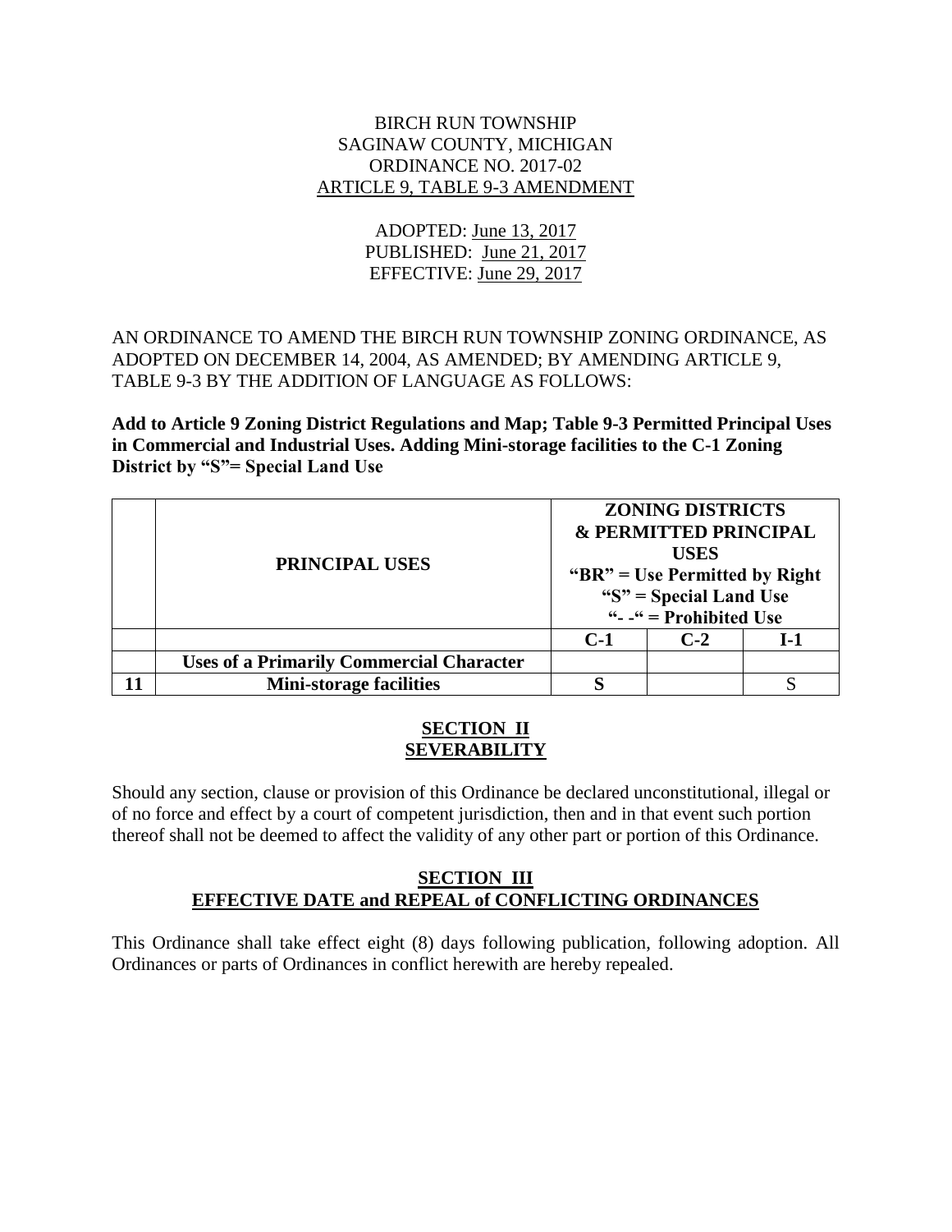BIRCH RUN TOWNSHIP
SAGINAW COUNTY, MICHIGAN
ORDINANCE NO. 2017-02
ARTICLE 9, TABLE 9-3 AMENDMENT

ADOPTED: June 13, 2017
PUBLISHED: June 21, 2017
EFFECTIVE: June 29, 2017

AN ORDINANCE TO AMEND THE BIRCH RUN TOWNSHIP ZONING ORDINANCE, AS ADOPTED ON DECEMBER 14, 2004, AS AMENDED; BY AMENDING ARTICLE 9, TABLE 9-3 BY THE ADDITION OF LANGUAGE AS FOLLOWS:

**Add to Article 9 Zoning District Regulations and Map; Table 9-3 Permitted Principal Uses in Commercial and Industrial Uses. Adding Mini-storage facilities to the C-1 Zoning District by "S"= Special Land Use**

| | **PRINCIPAL USES** | **ZONING DISTRICTS & PERMITTED PRINCIPAL USES "BR" = Use Permitted by Right "S" = Special Land Use "- -" = Prohibited Use** | | |
|---|---|---|---|---|
| | | **C-1** | **C-2** | **I-1** |
| | **Uses of a Primarily Commercial Character** | | | |
| **11** | **Mini-storage facilities** | **S** | | S |

## SECTION II
## SEVERABILITY

Should any section, clause or provision of this Ordinance be declared unconstitutional, illegal or of no force and effect by a court of competent jurisdiction, then and in that event such portion thereof shall not be deemed to affect the validity of any other part or portion of this Ordinance.

## SECTION III
## EFFECTIVE DATE and REPEAL of CONFLICTING ORDINANCES

This Ordinance shall take effect eight (8) days following publication, following adoption. All Ordinances or parts of Ordinances in conflict herewith are hereby repealed.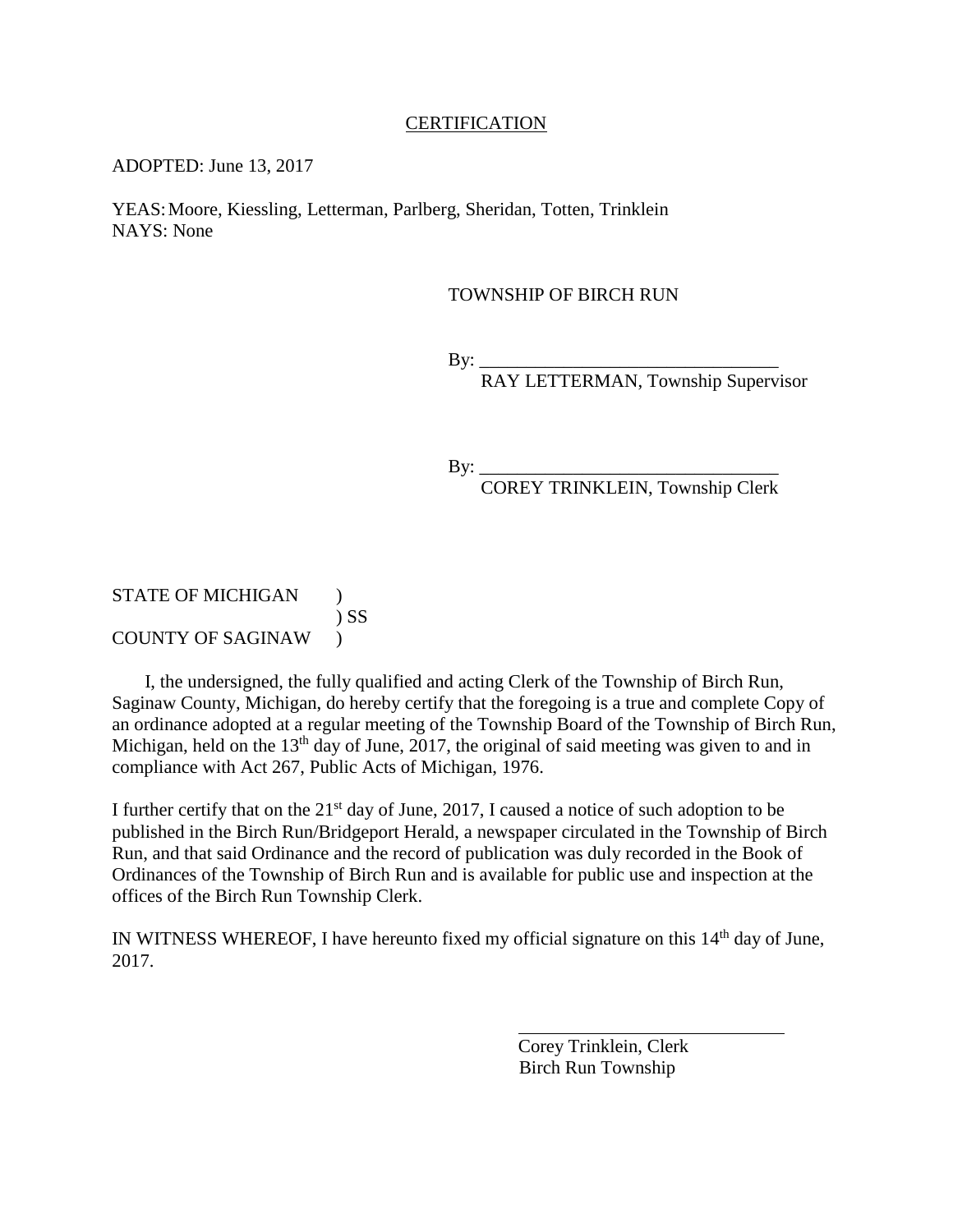<u>CERTIFICATION</u>

ADOPTED: June 13, 2017

YEAS: Moore, Kiessling, Letterman, Parlberg, Sheridan, Totten, Trinklein
NAYS: None

TOWNSHIP OF BIRCH RUN

By: ________________________________
RAY LETTERMAN, Township Supervisor

By: ________________________________
COREY TRINKLEIN, Township Clerk

STATE OF MICHIGAN )
) SS
COUNTY OF SAGINAW )

I, the undersigned, the fully qualified and acting Clerk of the Township of Birch Run, Saginaw County, Michigan, do hereby certify that the foregoing is a true and complete Copy of an ordinance adopted at a regular meeting of the Township Board of the Township of Birch Run, Michigan, held on the 13th day of June, 2017, the original of said meeting was given to and in compliance with Act 267, Public Acts of Michigan, 1976.

I further certify that on the 21st day of June, 2017, I caused a notice of such adoption to be published in the Birch Run/Bridgeport Herald, a newspaper circulated in the Township of Birch Run, and that said Ordinance and the record of publication was duly recorded in the Book of Ordinances of the Township of Birch Run and is available for public use and inspection at the offices of the Birch Run Township Clerk.

IN WITNESS WHEREOF, I have hereunto fixed my official signature on this 14th day of June, 2017.

________________________________
Corey Trinklein, Clerk
Birch Run Township